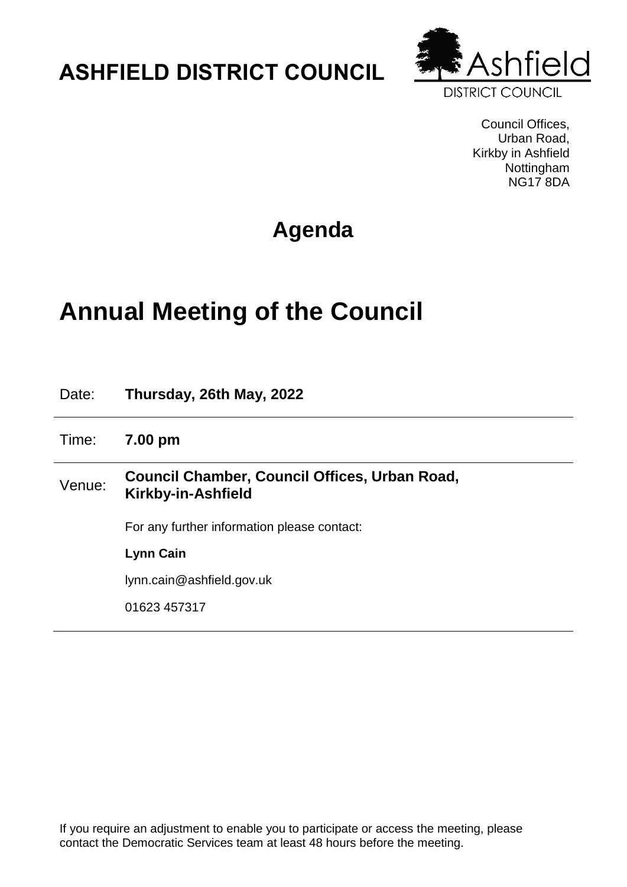# ASHFIELD DISTRICT COUNCIL

Council Offices,
Urban Road,
Kirkby in Ashfield
Nottingham
NG17 8DA

## Agenda

# Annual Meeting of the Council

| | |
|---|---|
| Date: | **Thursday, 26th May, 2022** |
| Time: | **7.00 pm** |
| Venue: | **Council Chamber, Council Offices, Urban Road, Kirkby-in-Ashfield** |

For any further information please contact:

**Lynn Cain**

lynn.cain@ashfield.gov.uk

01623 457317

If you require an adjustment to enable you to participate or access the meeting, please contact the Democratic Services team at least 48 hours before the meeting.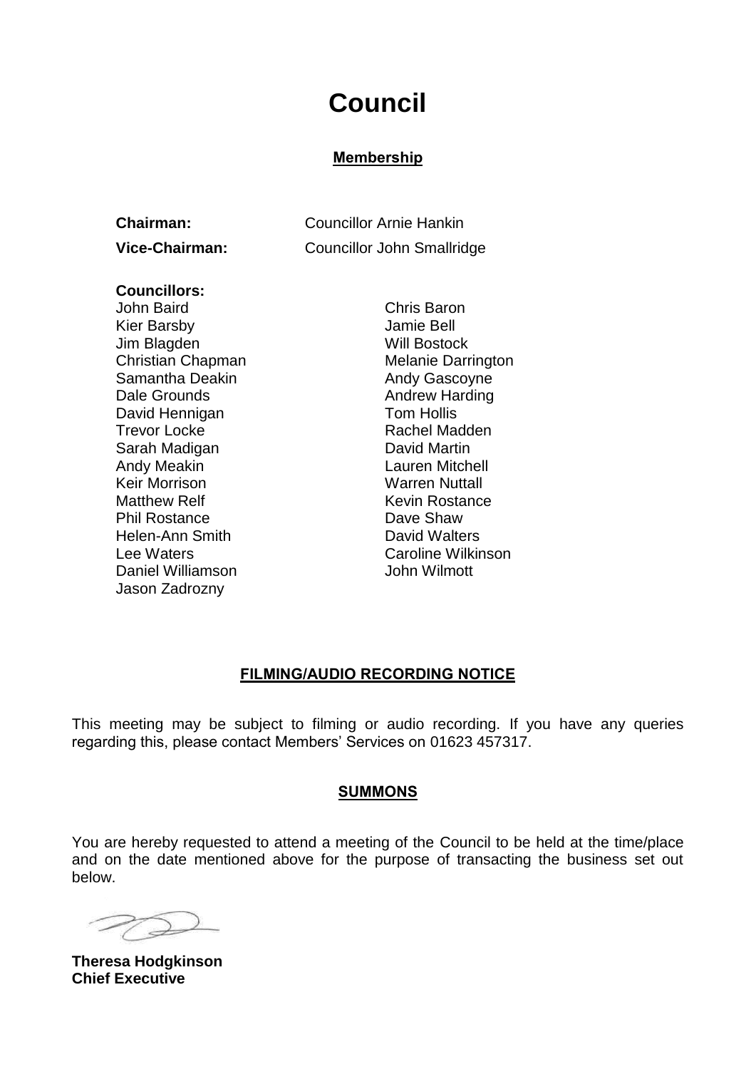# Council

## Membership

**Chairman:** Councillor Arnie Hankin

**Vice-Chairman:** Councillor John Smallridge

**Councillors:**

John Baird
Kier Barsby
Jim Blagden
Christian Chapman
Samantha Deakin
Dale Grounds
David Hennigan
Trevor Locke
Sarah Madigan
Andy Meakin
Keir Morrison
Matthew Relf
Phil Rostance
Helen-Ann Smith
Lee Waters
Daniel Williamson
Jason Zadrozny
Chris Baron
Jamie Bell
Will Bostock
Melanie Darrington
Andy Gascoyne
Andrew Harding
Tom Hollis
Rachel Madden
David Martin
Lauren Mitchell
Warren Nuttall
Kevin Rostance
Dave Shaw
David Walters
Caroline Wilkinson
John Wilmott

## FILMING/AUDIO RECORDING NOTICE

This meeting may be subject to filming or audio recording. If you have any queries regarding this, please contact Members' Services on 01623 457317.

## SUMMONS

You are hereby requested to attend a meeting of the Council to be held at the time/place and on the date mentioned above for the purpose of transacting the business set out below.

**Theresa Hodgkinson**
**Chief Executive**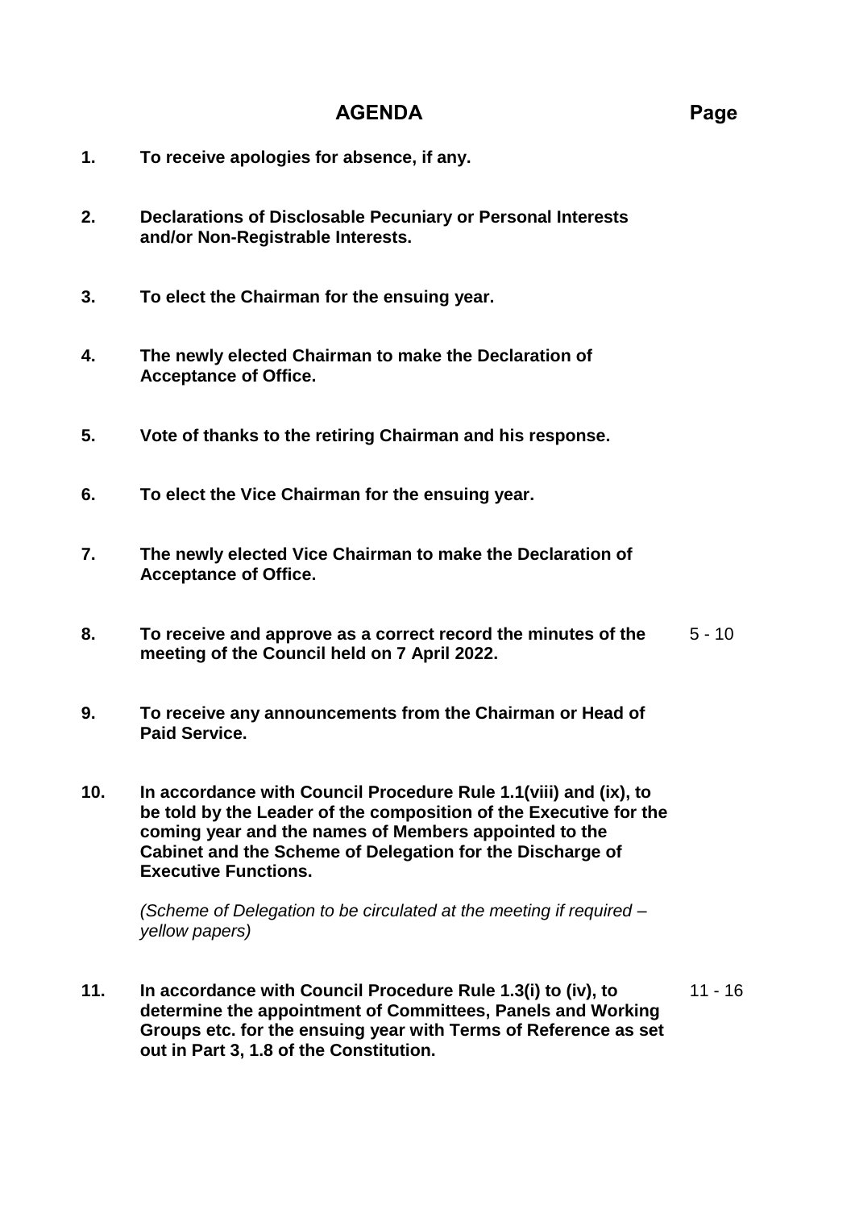## AGENDA

| | | Page |
|---|---|---|
| **1.** | **To receive apologies for absence, if any.** | |
| **2.** | **Declarations of Disclosable Pecuniary or Personal Interests and/or Non-Registrable Interests.** | |
| **3.** | **To elect the Chairman for the ensuing year.** | |
| **4.** | **The newly elected Chairman to make the Declaration of Acceptance of Office.** | |
| **5.** | **Vote of thanks to the retiring Chairman and his response.** | |
| **6.** | **To elect the Vice Chairman for the ensuing year.** | |
| **7.** | **The newly elected Vice Chairman to make the Declaration of Acceptance of Office.** | |
| **8.** | **To receive and approve as a correct record the minutes of the meeting of the Council held on 7 April 2022.** | 5 - 10 |
| **9.** | **To receive any announcements from the Chairman or Head of Paid Service.** | |
| **10.** | **In accordance with Council Procedure Rule 1.1(viii) and (ix), to be told by the Leader of the composition of the Executive for the coming year and the names of Members appointed to the Cabinet and the Scheme of Delegation for the Discharge of Executive Functions.**<br><br>*(Scheme of Delegation to be circulated at the meeting if required – yellow papers)* | |
| **11.** | **In accordance with Council Procedure Rule 1.3(i) to (iv), to determine the appointment of Committees, Panels and Working Groups etc. for the ensuing year with Terms of Reference as set out in Part 3, 1.8 of the Constitution.** | 11 - 16 |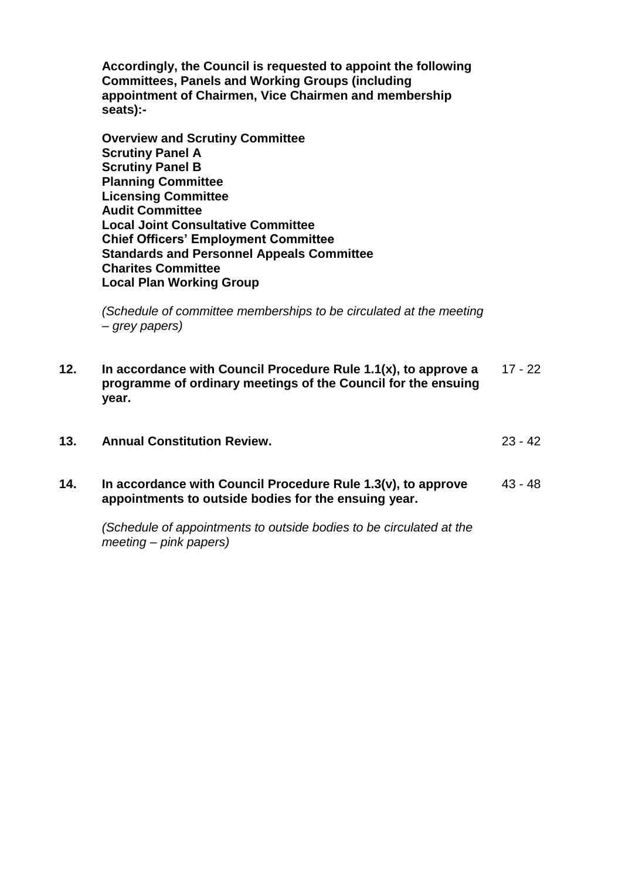**Accordingly, the Council is requested to appoint the following Committees, Panels and Working Groups (including appointment of Chairmen, Vice Chairmen and membership seats):-**

**Overview and Scrutiny Committee**
**Scrutiny Panel A**
**Scrutiny Panel B**
**Planning Committee**
**Licensing Committee**
**Audit Committee**
**Local Joint Consultative Committee**
**Chief Officers' Employment Committee**
**Standards and Personnel Appeals Committee**
**Charites Committee**
**Local Plan Working Group**

*(Schedule of committee memberships to be circulated at the meeting – grey papers)*

| | | |
|---|---|---|
| **12.** | **In accordance with Council Procedure Rule 1.1(x), to approve a programme of ordinary meetings of the Council for the ensuing year.** | 17 - 22 |
| **13.** | **Annual Constitution Review.** | 23 - 42 |
| **14.** | **In accordance with Council Procedure Rule 1.3(v), to approve appointments to outside bodies for the ensuing year.** | 43 - 48 |

*(Schedule of appointments to outside bodies to be circulated at the meeting – pink papers)*